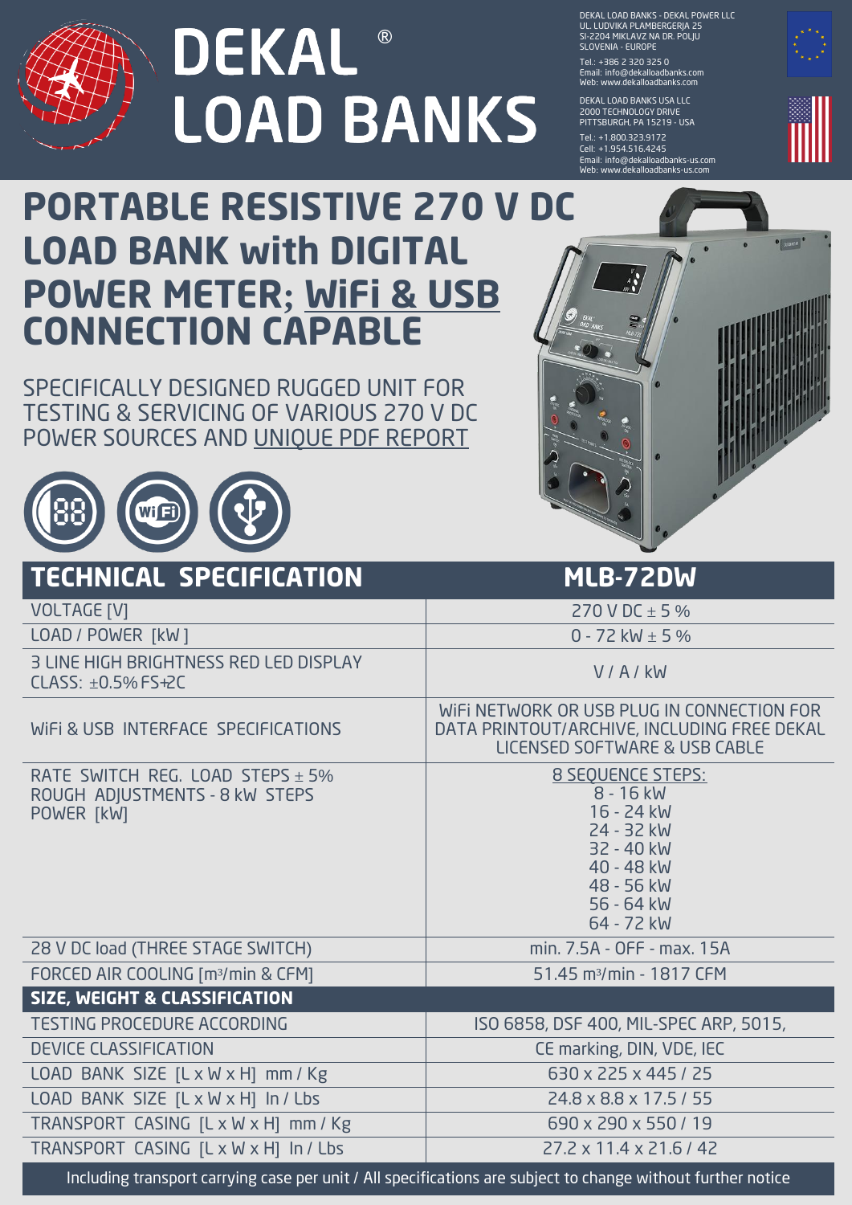# DEKAL® LOAD BANKS

DEKAL LOAD BANKS - DEKAL POWER LLC
UL. LUDVIKA PLAMBERGERJA 25
SI-2204 MIKLAVZ NA DR. POLJU
SLOVENIA - EUROPE
Tel.: +386 2 320 325 0
Email: info@dekalloadbanks.com
Web: www.dekalloadbanks.com

DEKAL LOAD BANKS USA LLC
2000 TECHNOLOGY DRIVE
PITTSBURGH, PA 15219 - USA
Tel.: +1.800.323.9172
Cell: +1.954.516.4245
Email: info@dekalloadbanks-us.com
Web: www.dekalloadbanks-us.com

## PORTABLE RESISTIVE 270 V DC LOAD BANK with DIGITAL POWER METER; WiFi & USB CONNECTION CAPABLE

SPECIFICALLY DESIGNED RUGGED UNIT FOR TESTING & SERVICING OF VARIOUS 270 V DC POWER SOURCES AND UNIQUE PDF REPORT

| TECHNICAL SPECIFICATION | MLB-72DW |
|---|---|
| VOLTAGE [V] | 270 V DC ± 5 % |
| LOAD / POWER [kW] | 0 - 72 kW ± 5 % |
| 3 LINE HIGH BRIGHTNESS RED LED DISPLAY CLASS: ±0.5% FS+2C | V / A / kW |
| WiFi & USB INTERFACE SPECIFICATIONS | WiFi NETWORK OR USB PLUG IN CONNECTION FOR DATA PRINTOUT/ARCHIVE, INCLUDING FREE DEKAL LICENSED SOFTWARE & USB CABLE |
| RATE SWITCH REG. LOAD STEPS ± 5% ROUGH ADJUSTMENTS - 8 kW STEPS POWER [kW] | 8 SEQUENCE STEPS: 8 - 16 kW, 16 - 24 kW, 24 - 32 kW, 32 - 40 kW, 40 - 48 kW, 48 - 56 kW, 56 - 64 kW, 64 - 72 kW |
| 28 V DC load (THREE STAGE SWITCH) | min. 7.5A - OFF - max. 15A |
| FORCED AIR COOLING [m³/min & CFM] | 51.45 m³/min - 1817 CFM |
| **SIZE, WEIGHT & CLASSIFICATION** | |
| TESTING PROCEDURE ACCORDING | ISO 6858, DSF 400, MIL-SPEC ARP, 5015, |
| DEVICE CLASSIFICATION | CE marking, DIN, VDE, IEC |
| LOAD BANK SIZE [L x W x H] mm / Kg | 630 x 225 x 445 / 25 |
| LOAD BANK SIZE [L x W x H] In / Lbs | 24.8 x 8.8 x 17.5 / 55 |
| TRANSPORT CASING [L x W x H] mm / Kg | 690 x 290 x 550 / 19 |
| TRANSPORT CASING [L x W x H] In / Lbs | 27.2 x 11.4 x 21.6 / 42 |

Including transport carrying case per unit / All specifications are subject to change without further notice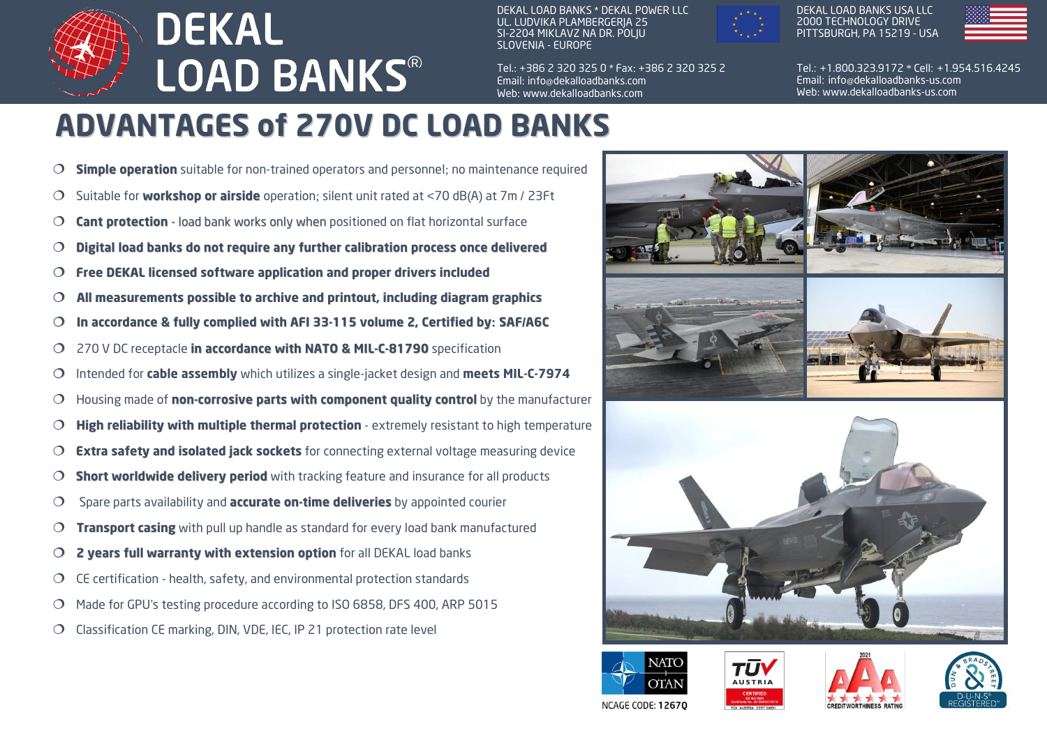# DEKAL LOAD BANKS®

DEKAL LOAD BANKS * DEKAL POWER LLC
UL. LUDVIKA PLAMBERGERJA 25
SI-2204 MIKLAVZ NA DR. POLJU
SLOVENIA - EUROPE

Tel.: +386 2 320 325 0 * Fax: +386 2 320 325 2
Email: info@dekalloadbanks.com
Web: www.dekalloadbanks.com

DEKAL LOAD BANKS USA LLC
2000 TECHNOLOGY DRIVE
PITTSBURGH, PA 15219 - USA

Tel.: +1.800.323.9172 * Cell: +1.954.516.4245
Email: info@dekalloadbanks-us.com
Web: www.dekalloadbanks-us.com

## ADVANTAGES of 270V DC LOAD BANKS

- **Simple operation** suitable for non-trained operators and personnel; no maintenance required
- Suitable for **workshop or airside** operation; silent unit rated at <70 dB(A) at 7m / 23Ft
- **Cant protection** - load bank works only when positioned on flat horizontal surface
- **Digital load banks do not require any further calibration process once delivered**
- **Free DEKAL licensed software application and proper drivers included**
- **All measurements possible to archive and printout, including diagram graphics**
- **In accordance & fully complied with AFI 33-115 volume 2, Certified by: SAF/A6C**
- 270 V DC receptacle **in accordance with NATO & MIL-C-81790** specification
- Intended for **cable assembly** which utilizes a single-jacket design and **meets MIL-C-7974**
- Housing made of **non-corrosive parts with component quality control** by the manufacturer
- **High reliability with multiple thermal protection** - extremely resistant to high temperature
- **Extra safety and isolated jack sockets** for connecting external voltage measuring device
- **Short worldwide delivery period** with tracking feature and insurance for all products
- Spare parts availability and **accurate on-time deliveries** by appointed courier
- **Transport casing** with pull up handle as standard for every load bank manufactured
- **2 years full warranty with extension option** for all DEKAL load banks
- CE certification - health, safety, and environmental protection standards
- Made for GPU's testing procedure according to ISO 6858, DFS 400, ARP 5015
- Classification CE marking, DIN, VDE, IEC, IP 21 protection rate level

NATO OTAN

NCAGE CODE: 1267Q

TÜV AUSTRIA CERTIFIED

2021 AAA CREDITWORTHINESS RATING

DUN & BRADSTREET D-U-N-S® REGISTERED™